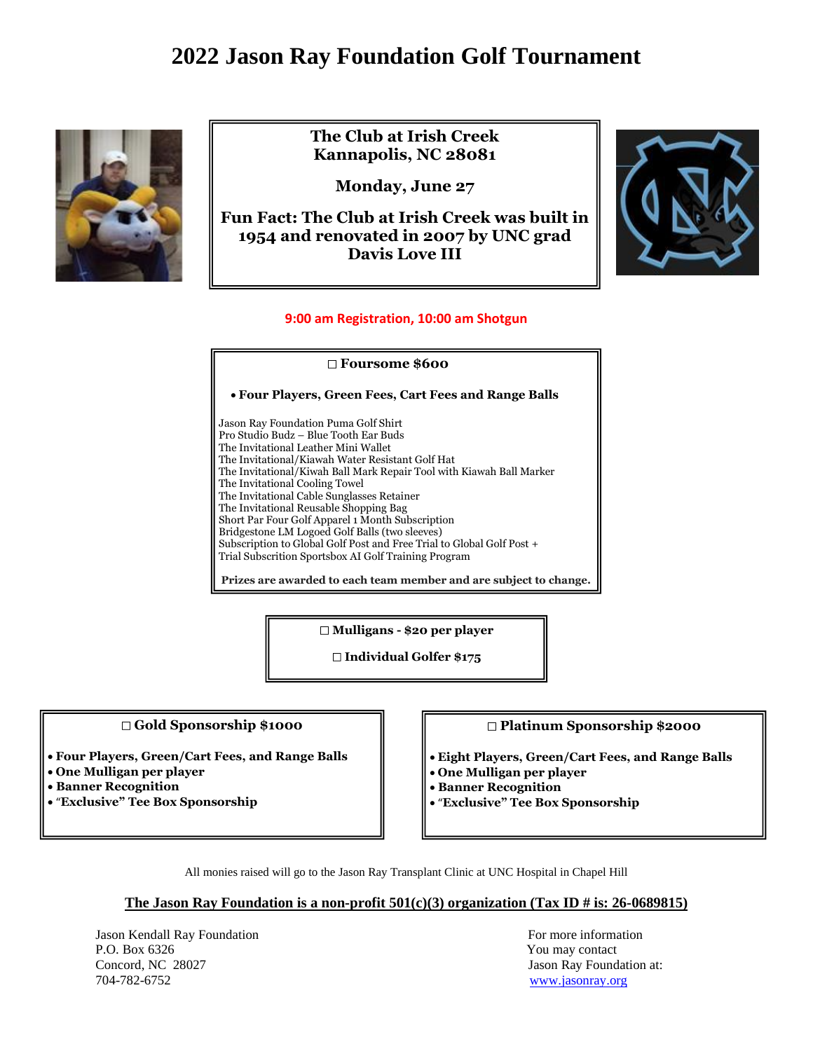# 2022 Jason Ray Foundation Golf Tournament

**The Club at Irish Creek**
**Kannapolis, NC 28081**

**Monday, June 27**

**Fun Fact: The Club at Irish Creek was built in 1954 and renovated in 2007 by UNC grad Davis Love III**

**9:00 am Registration, 10:00 am Shotgun**

**☐ Foursome $600**

- **Four Players, Green Fees, Cart Fees and Range Balls**

Jason Ray Foundation Puma Golf Shirt
Pro Studio Budz – Blue Tooth Ear Buds
The Invitational Leather Mini Wallet
The Invitational/Kiawah Water Resistant Golf Hat
The Invitational/Kiwah Ball Mark Repair Tool with Kiawah Ball Marker
The Invitational Cooling Towel
The Invitational Cable Sunglasses Retainer
The Invitational Reusable Shopping Bag
Short Par Four Golf Apparel 1 Month Subscription
Bridgestone LM Logoed Golf Balls (two sleeves)
Subscription to Global Golf Post and Free Trial to Global Golf Post +
Trial Subscrition Sportsbox AI Golf Training Program

**Prizes are awarded to each team member and are subject to change.**

**☐ Mulligans - $20 per player**

**☐ Individual Golfer $175**

**☐ Gold Sponsorship $1000**

- **Four Players, Green/Cart Fees, and Range Balls**
- **One Mulligan per player**
- **Banner Recognition**
- **"Exclusive" Tee Box Sponsorship**

**☐ Platinum Sponsorship $2000**

- **Eight Players, Green/Cart Fees, and Range Balls**
- **One Mulligan per player**
- **Banner Recognition**
- **"Exclusive" Tee Box Sponsorship**

All monies raised will go to the Jason Ray Transplant Clinic at UNC Hospital in Chapel Hill

**The Jason Ray Foundation is a non-profit 501(c)(3) organization (Tax ID # is: 26-0689815)**

Jason Kendall Ray Foundation
P.O. Box 6326
Concord, NC 28027
704-782-6752

For more information
You may contact
Jason Ray Foundation at:
www.jasonray.org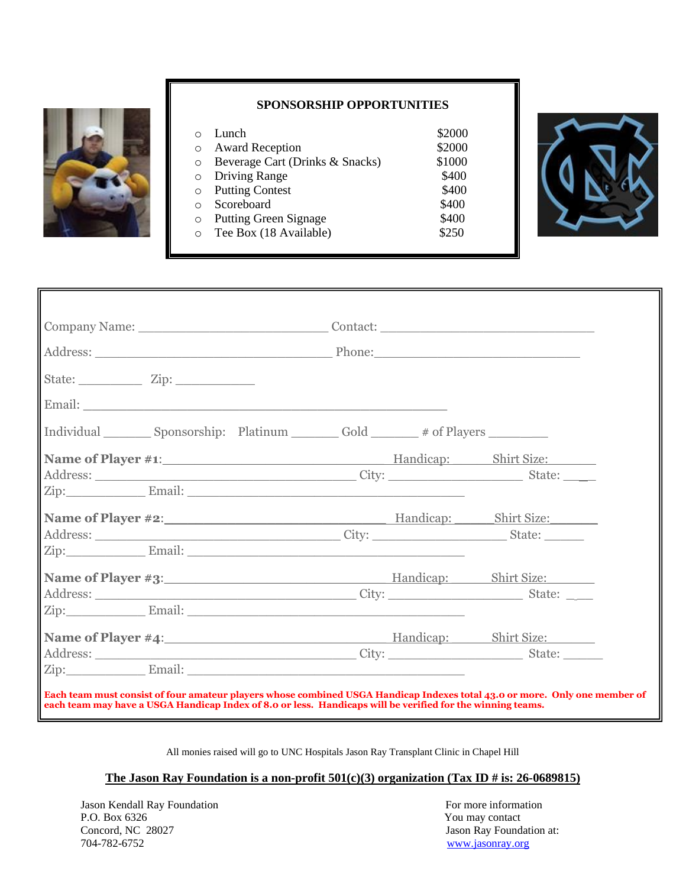## SPONSORSHIP OPPORTUNITIES

| | |
|---|---|
| Lunch | $2000 |
| Award Reception | $2000 |
| Beverage Cart (Drinks & Snacks) | $1000 |
| Driving Range | $400 |
| Putting Contest | $400 |
| Scoreboard | $400 |
| Putting Green Signage | $400 |
| Tee Box (18 Available) | $250 |

Company Name: ________________________ Contact: ___________________________

Address: ______________________________ Phone:__________________________

State: ________ Zip: __________

Email: ________________________________________

Individual ______ Sponsorship: Platinum ______ Gold ______ # of Players ________

**Name of Player #1**:____________________________ Handicap: ______ Shirt Size: _______
Address: __________________________________ City: _________________ State: ____
Zip:__________ Email: ____________________________________

**Name of Player #2**:____________________________ Handicap: ______ Shirt Size: _______
Address: ________________________________ City: _________________ State: ______
Zip:__________ Email: ____________________________________

**Name of Player #3**:____________________________ Handicap: ______ Shirt Size: _______
Address: __________________________________ City: _________________ State: ____
Zip:__________ Email: ____________________________________

**Name of Player #4**:____________________________ Handicap: ______ Shirt Size: _______
Address: __________________________________ City: _________________ State: ______
Zip:__________ Email: ____________________________________

**Each team must consist of four amateur players whose combined USGA Handicap Indexes total 43.0 or more. Only one member of each team may have a USGA Handicap Index of 8.0 or less. Handicaps will be verified for the winning teams.**

All monies raised will go to UNC Hospitals Jason Ray Transplant Clinic in Chapel Hill

**The Jason Ray Foundation is a non-profit 501(c)(3) organization (Tax ID # is: 26-0689815)**

Jason Kendall Ray Foundation
P.O. Box 6326
Concord, NC 28027
704-782-6752

For more information
You may contact
Jason Ray Foundation at:
www.jasonray.org